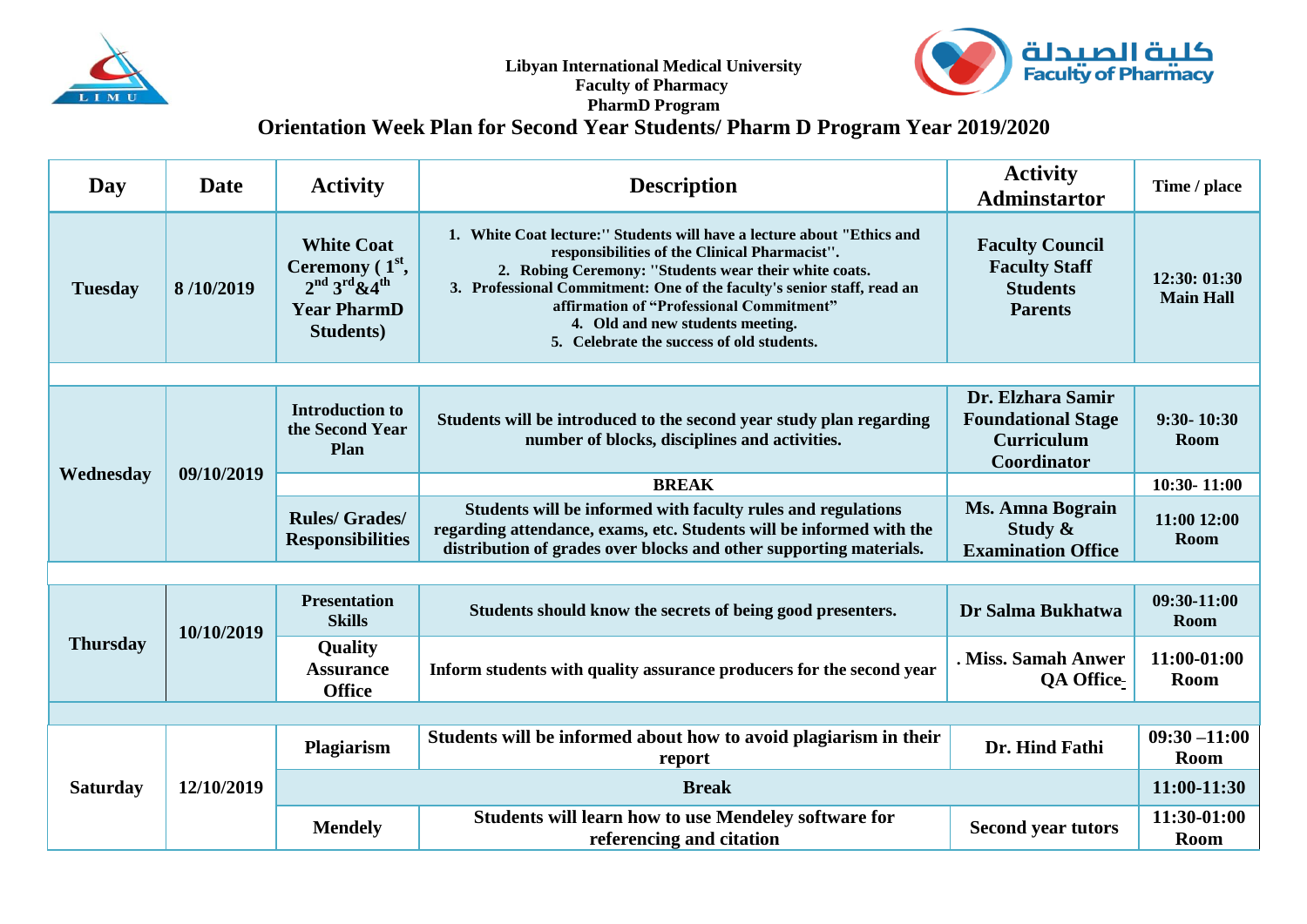Libyan International Medical University
Faculty of Pharmacy
PharmD Program

كلية الصيدلة
Faculty of Pharmacy

## Orientation Week Plan for Second Year Students/ Pharm D Program Year 2019/2020

| Day | Date | Activity | Description | Activity Adminstartor | Time / place |
|---|---|---|---|---|---|
| Tuesday | 8 /10/2019 | White Coat Ceremony ( 1st, 2nd 3rd&4th Year PharmD Students) | 1. White Coat lecture:'' Students will have a lecture about "Ethics and responsibilities of the Clinical Pharmacist''. 2. Robing Ceremony: ''Students wear their white coats. 3. Professional Commitment: One of the faculty's senior staff, read an affirmation of "Professional Commitment" 4. Old and new students meeting. 5. Celebrate the success of old students. | Faculty Council Faculty Staff Students Parents | 12:30: 01:30 Main Hall |
| | | | | | |
| Wednesday | 09/10/2019 | Introduction to the Second Year Plan | Students will be introduced to the second year study plan regarding number of blocks, disciplines and activities. | Dr. Elzhara Samir Foundational Stage Curriculum Coordinator | 9:30- 10:30 Room |
| | | | BREAK | | 10:30- 11:00 |
| | | Rules/ Grades/ Responsibilities | Students will be informed with faculty rules and regulations regarding attendance, exams, etc. Students will be informed with the distribution of grades over blocks and other supporting materials. | Ms. Amna Bograin Study & Examination Office | 11:00 12:00 Room |
| | | | | | |
| Thursday | 10/10/2019 | Presentation Skills | Students should know the secrets of being good presenters. | Dr Salma Bukhatwa | 09:30-11:00 Room |
| | | Quality Assurance Office | Inform students with quality assurance producers for the second year | . Miss. Samah Anwer QA Office | 11:00-01:00 Room |
| | | | | | |
| Saturday | 12/10/2019 | Plagiarism | Students will be informed about how to avoid plagiarism in their report | Dr. Hind Fathi | 09:30 –11:00 Room |
| | | Break | | | 11:00-11:30 |
| | | Mendely | Students will learn how to use Mendeley software for referencing and citation | Second year tutors | 11:30-01:00 Room |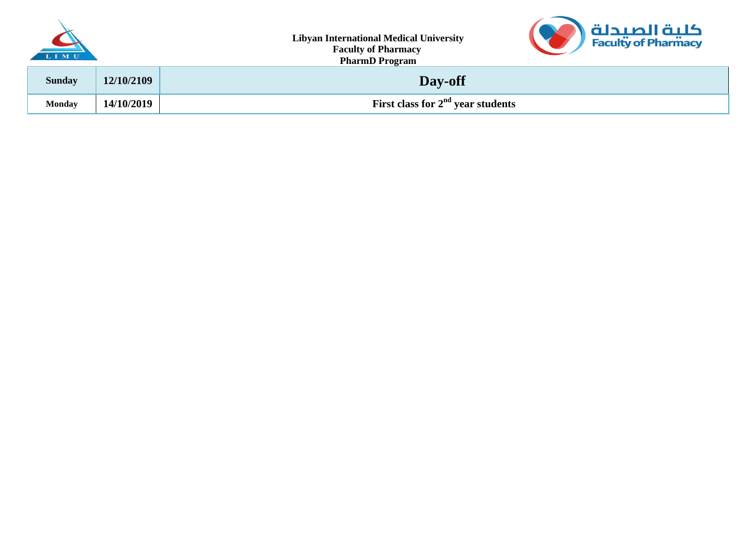**Libyan International Medical University**
**Faculty of Pharmacy**
**PharmD Program**

كلية الصيدلة
Faculty of Pharmacy

| | | |
|---|---|---|
| **Sunday** | **12/10/2109** | **Day-off** |
| **Monday** | **14/10/2019** | **First class for 2nd year students** |